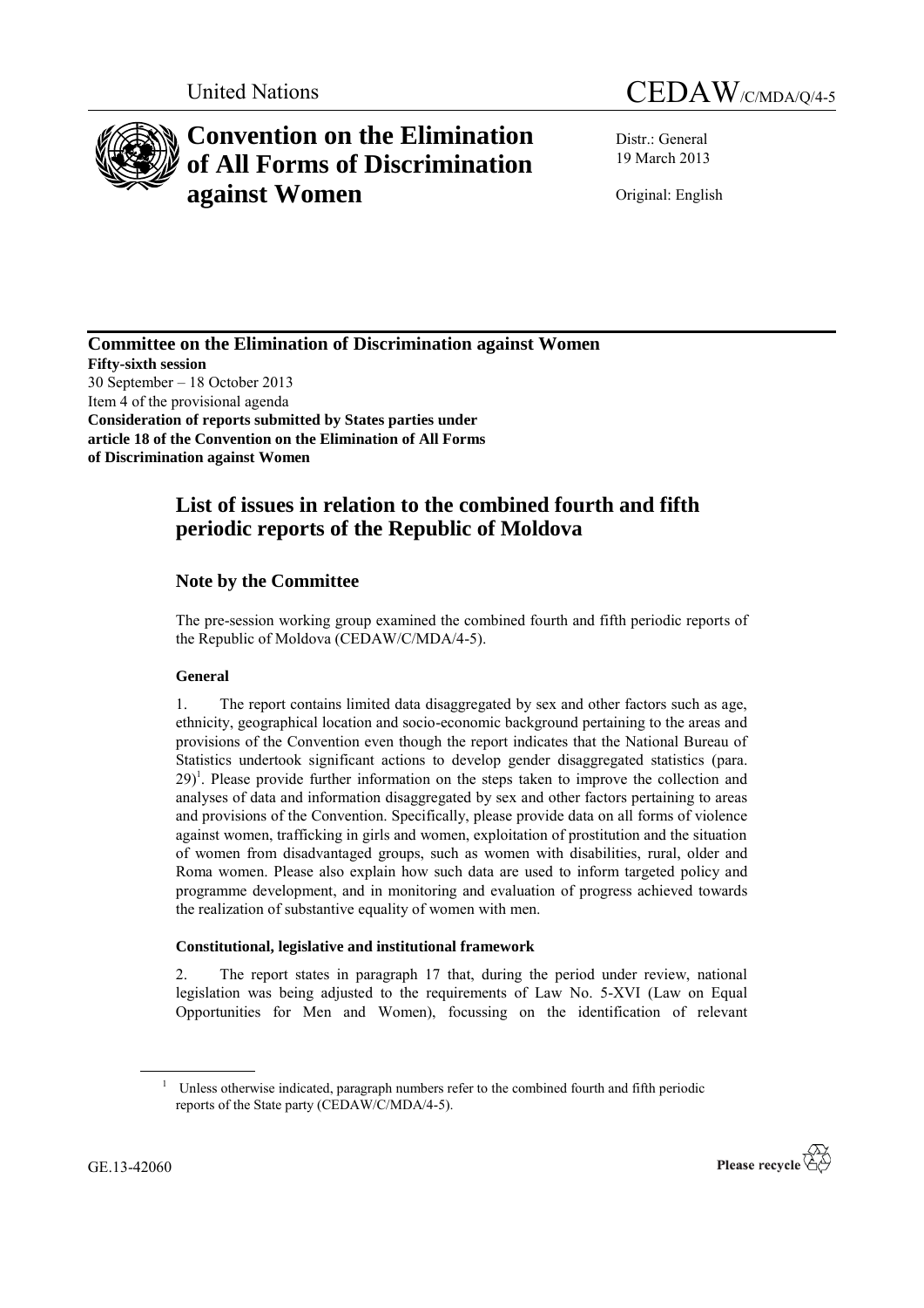United Nations

# CEDAW/C/MDA/Q/4-5

# Convention on the Elimination of All Forms of Discrimination against Women

Distr.: General
19 March 2013

Original: English

**Committee on the Elimination of Discrimination against Women**
**Fifty-sixth session**
30 September – 18 October 2013
Item 4 of the provisional agenda
**Consideration of reports submitted by States parties under article 18 of the Convention on the Elimination of All Forms of Discrimination against Women**

## List of issues in relation to the combined fourth and fifth periodic reports of the Republic of Moldova

### Note by the Committee

The pre-session working group examined the combined fourth and fifth periodic reports of the Republic of Moldova (CEDAW/C/MDA/4-5).

#### General

1. The report contains limited data disaggregated by sex and other factors such as age, ethnicity, geographical location and socio-economic background pertaining to the areas and provisions of the Convention even though the report indicates that the National Bureau of Statistics undertook significant actions to develop gender disaggregated statistics (para. 29)[1]. Please provide further information on the steps taken to improve the collection and analyses of data and information disaggregated by sex and other factors pertaining to areas and provisions of the Convention. Specifically, please provide data on all forms of violence against women, trafficking in girls and women, exploitation of prostitution and the situation of women from disadvantaged groups, such as women with disabilities, rural, older and Roma women. Please also explain how such data are used to inform targeted policy and programme development, and in monitoring and evaluation of progress achieved towards the realization of substantive equality of women with men.

#### Constitutional, legislative and institutional framework

2. The report states in paragraph 17 that, during the period under review, national legislation was being adjusted to the requirements of Law No. 5-XVI (Law on Equal Opportunities for Men and Women), focussing on the identification of relevant

[1] Unless otherwise indicated, paragraph numbers refer to the combined fourth and fifth periodic reports of the State party (CEDAW/C/MDA/4-5).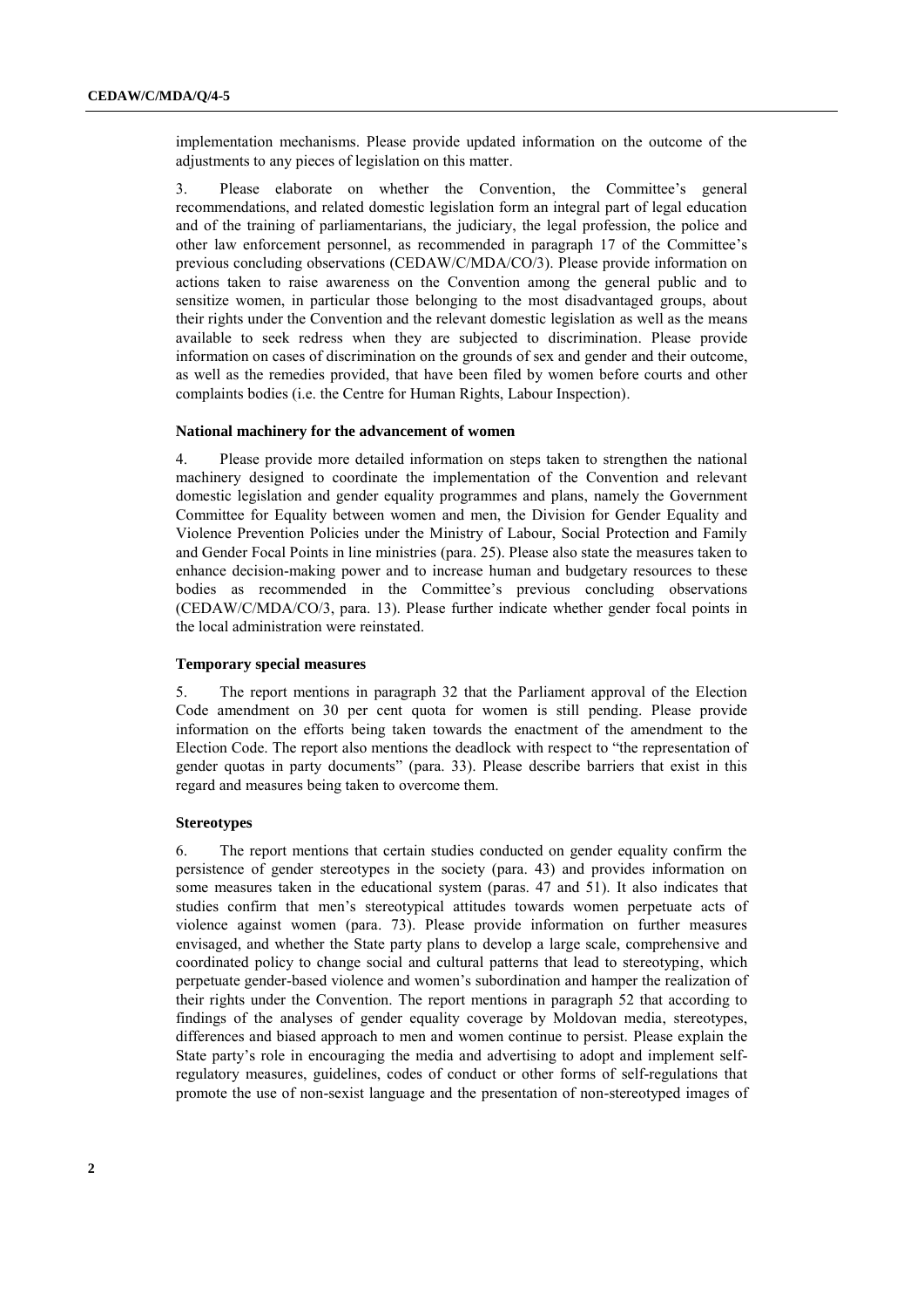implementation mechanisms. Please provide updated information on the outcome of the adjustments to any pieces of legislation on this matter.

3. Please elaborate on whether the Convention, the Committee's general recommendations, and related domestic legislation form an integral part of legal education and of the training of parliamentarians, the judiciary, the legal profession, the police and other law enforcement personnel, as recommended in paragraph 17 of the Committee's previous concluding observations (CEDAW/C/MDA/CO/3). Please provide information on actions taken to raise awareness on the Convention among the general public and to sensitize women, in particular those belonging to the most disadvantaged groups, about their rights under the Convention and the relevant domestic legislation as well as the means available to seek redress when they are subjected to discrimination. Please provide information on cases of discrimination on the grounds of sex and gender and their outcome, as well as the remedies provided, that have been filed by women before courts and other complaints bodies (i.e. the Centre for Human Rights, Labour Inspection).

**National machinery for the advancement of women**

4. Please provide more detailed information on steps taken to strengthen the national machinery designed to coordinate the implementation of the Convention and relevant domestic legislation and gender equality programmes and plans, namely the Government Committee for Equality between women and men, the Division for Gender Equality and Violence Prevention Policies under the Ministry of Labour, Social Protection and Family and Gender Focal Points in line ministries (para. 25). Please also state the measures taken to enhance decision-making power and to increase human and budgetary resources to these bodies as recommended in the Committee's previous concluding observations (CEDAW/C/MDA/CO/3, para. 13). Please further indicate whether gender focal points in the local administration were reinstated.

**Temporary special measures**

5. The report mentions in paragraph 32 that the Parliament approval of the Election Code amendment on 30 per cent quota for women is still pending. Please provide information on the efforts being taken towards the enactment of the amendment to the Election Code. The report also mentions the deadlock with respect to "the representation of gender quotas in party documents" (para. 33). Please describe barriers that exist in this regard and measures being taken to overcome them.

**Stereotypes**

6. The report mentions that certain studies conducted on gender equality confirm the persistence of gender stereotypes in the society (para. 43) and provides information on some measures taken in the educational system (paras. 47 and 51). It also indicates that studies confirm that men's stereotypical attitudes towards women perpetuate acts of violence against women (para. 73). Please provide information on further measures envisaged, and whether the State party plans to develop a large scale, comprehensive and coordinated policy to change social and cultural patterns that lead to stereotyping, which perpetuate gender-based violence and women's subordination and hamper the realization of their rights under the Convention. The report mentions in paragraph 52 that according to findings of the analyses of gender equality coverage by Moldovan media, stereotypes, differences and biased approach to men and women continue to persist. Please explain the State party's role in encouraging the media and advertising to adopt and implement self-regulatory measures, guidelines, codes of conduct or other forms of self-regulations that promote the use of non-sexist language and the presentation of non-stereotyped images of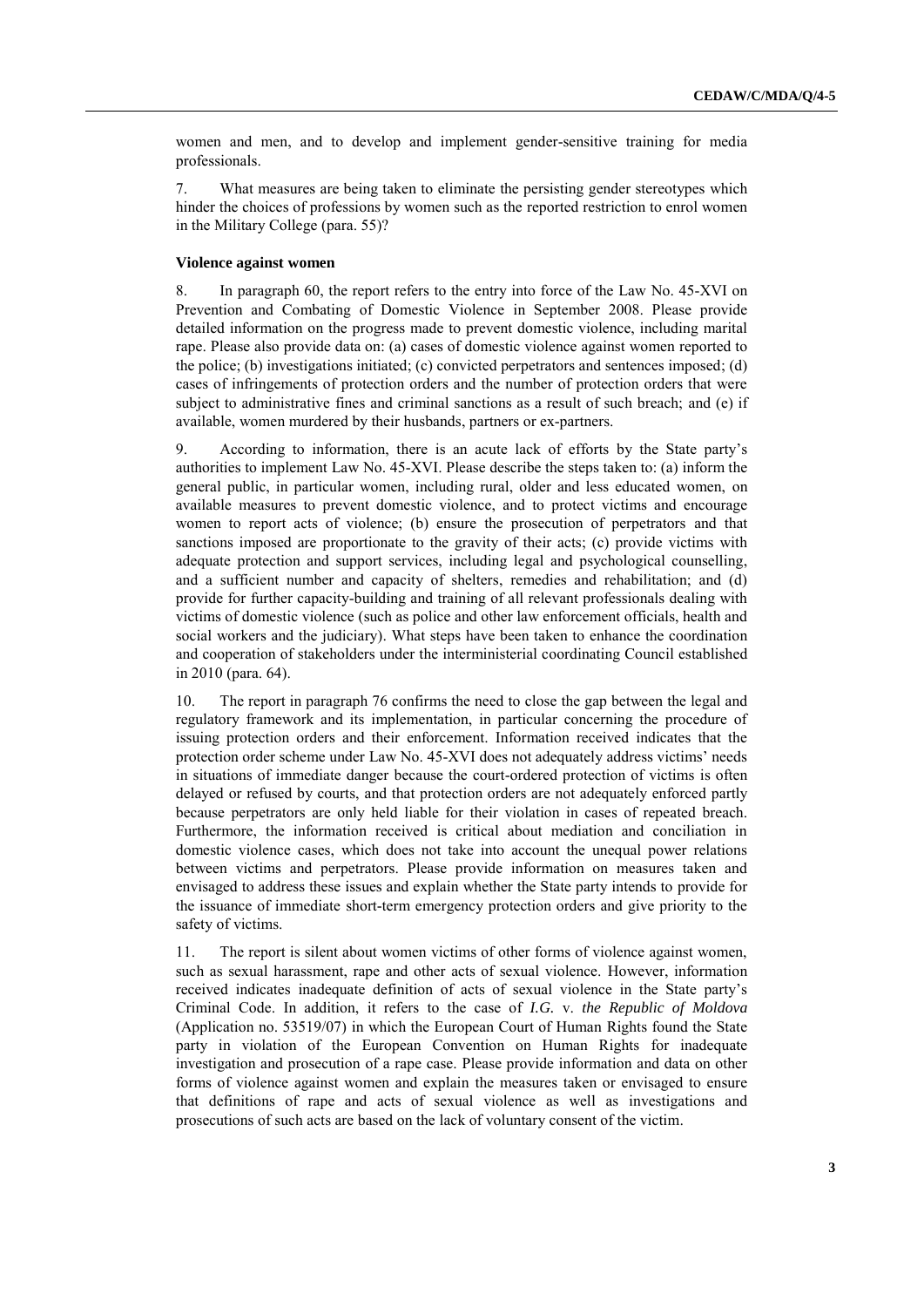women and men, and to develop and implement gender-sensitive training for media professionals.

7. What measures are being taken to eliminate the persisting gender stereotypes which hinder the choices of professions by women such as the reported restriction to enrol women in the Military College (para. 55)?

**Violence against women**

8. In paragraph 60, the report refers to the entry into force of the Law No. 45-XVI on Prevention and Combating of Domestic Violence in September 2008. Please provide detailed information on the progress made to prevent domestic violence, including marital rape. Please also provide data on: (a) cases of domestic violence against women reported to the police; (b) investigations initiated; (c) convicted perpetrators and sentences imposed; (d) cases of infringements of protection orders and the number of protection orders that were subject to administrative fines and criminal sanctions as a result of such breach; and (e) if available, women murdered by their husbands, partners or ex-partners.

9. According to information, there is an acute lack of efforts by the State party's authorities to implement Law No. 45-XVI. Please describe the steps taken to: (a) inform the general public, in particular women, including rural, older and less educated women, on available measures to prevent domestic violence, and to protect victims and encourage women to report acts of violence; (b) ensure the prosecution of perpetrators and that sanctions imposed are proportionate to the gravity of their acts; (c) provide victims with adequate protection and support services, including legal and psychological counselling, and a sufficient number and capacity of shelters, remedies and rehabilitation; and (d) provide for further capacity-building and training of all relevant professionals dealing with victims of domestic violence (such as police and other law enforcement officials, health and social workers and the judiciary). What steps have been taken to enhance the coordination and cooperation of stakeholders under the interministerial coordinating Council established in 2010 (para. 64).

10. The report in paragraph 76 confirms the need to close the gap between the legal and regulatory framework and its implementation, in particular concerning the procedure of issuing protection orders and their enforcement. Information received indicates that the protection order scheme under Law No. 45-XVI does not adequately address victims' needs in situations of immediate danger because the court-ordered protection of victims is often delayed or refused by courts, and that protection orders are not adequately enforced partly because perpetrators are only held liable for their violation in cases of repeated breach. Furthermore, the information received is critical about mediation and conciliation in domestic violence cases, which does not take into account the unequal power relations between victims and perpetrators. Please provide information on measures taken and envisaged to address these issues and explain whether the State party intends to provide for the issuance of immediate short-term emergency protection orders and give priority to the safety of victims.

11. The report is silent about women victims of other forms of violence against women, such as sexual harassment, rape and other acts of sexual violence. However, information received indicates inadequate definition of acts of sexual violence in the State party's Criminal Code. In addition, it refers to the case of *I.G.* v. *the Republic of Moldova* (Application no. 53519/07) in which the European Court of Human Rights found the State party in violation of the European Convention on Human Rights for inadequate investigation and prosecution of a rape case. Please provide information and data on other forms of violence against women and explain the measures taken or envisaged to ensure that definitions of rape and acts of sexual violence as well as investigations and prosecutions of such acts are based on the lack of voluntary consent of the victim.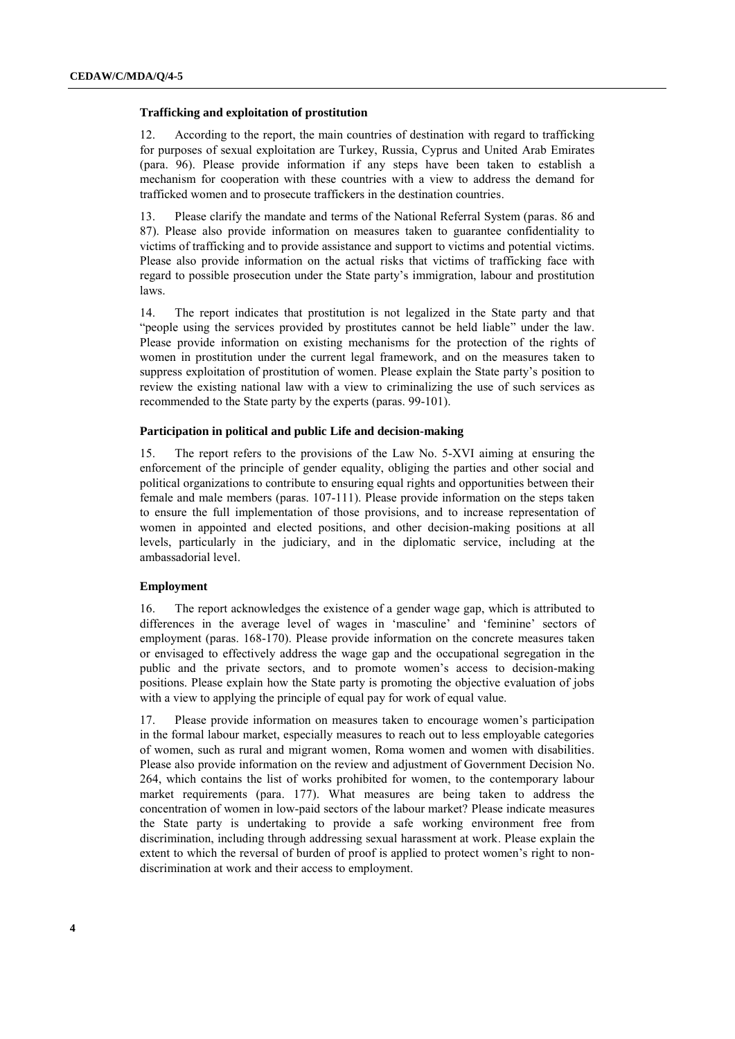### Trafficking and exploitation of prostitution

12. According to the report, the main countries of destination with regard to trafficking for purposes of sexual exploitation are Turkey, Russia, Cyprus and United Arab Emirates (para. 96). Please provide information if any steps have been taken to establish a mechanism for cooperation with these countries with a view to address the demand for trafficked women and to prosecute traffickers in the destination countries.

13. Please clarify the mandate and terms of the National Referral System (paras. 86 and 87). Please also provide information on measures taken to guarantee confidentiality to victims of trafficking and to provide assistance and support to victims and potential victims. Please also provide information on the actual risks that victims of trafficking face with regard to possible prosecution under the State party's immigration, labour and prostitution laws.

14. The report indicates that prostitution is not legalized in the State party and that "people using the services provided by prostitutes cannot be held liable" under the law. Please provide information on existing mechanisms for the protection of the rights of women in prostitution under the current legal framework, and on the measures taken to suppress exploitation of prostitution of women. Please explain the State party's position to review the existing national law with a view to criminalizing the use of such services as recommended to the State party by the experts (paras. 99-101).

### Participation in political and public Life and decision-making

15. The report refers to the provisions of the Law No. 5-XVI aiming at ensuring the enforcement of the principle of gender equality, obliging the parties and other social and political organizations to contribute to ensuring equal rights and opportunities between their female and male members (paras. 107-111). Please provide information on the steps taken to ensure the full implementation of those provisions, and to increase representation of women in appointed and elected positions, and other decision-making positions at all levels, particularly in the judiciary, and in the diplomatic service, including at the ambassadorial level.

### Employment

16. The report acknowledges the existence of a gender wage gap, which is attributed to differences in the average level of wages in 'masculine' and 'feminine' sectors of employment (paras. 168-170). Please provide information on the concrete measures taken or envisaged to effectively address the wage gap and the occupational segregation in the public and the private sectors, and to promote women's access to decision-making positions. Please explain how the State party is promoting the objective evaluation of jobs with a view to applying the principle of equal pay for work of equal value.

17. Please provide information on measures taken to encourage women's participation in the formal labour market, especially measures to reach out to less employable categories of women, such as rural and migrant women, Roma women and women with disabilities. Please also provide information on the review and adjustment of Government Decision No. 264, which contains the list of works prohibited for women, to the contemporary labour market requirements (para. 177). What measures are being taken to address the concentration of women in low-paid sectors of the labour market? Please indicate measures the State party is undertaking to provide a safe working environment free from discrimination, including through addressing sexual harassment at work. Please explain the extent to which the reversal of burden of proof is applied to protect women's right to non-discrimination at work and their access to employment.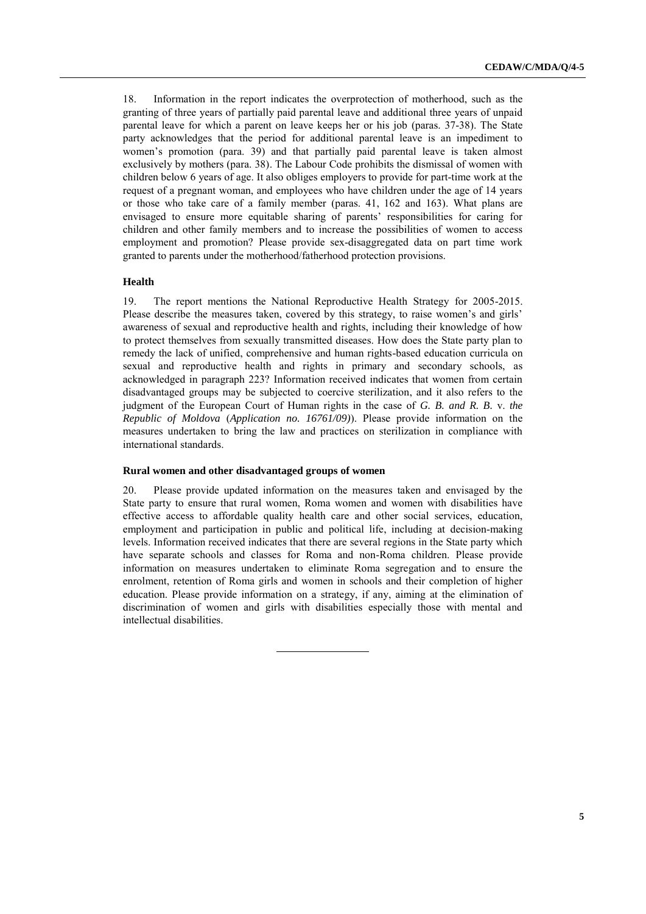18. Information in the report indicates the overprotection of motherhood, such as the granting of three years of partially paid parental leave and additional three years of unpaid parental leave for which a parent on leave keeps her or his job (paras. 37-38). The State party acknowledges that the period for additional parental leave is an impediment to women's promotion (para. 39) and that partially paid parental leave is taken almost exclusively by mothers (para. 38). The Labour Code prohibits the dismissal of women with children below 6 years of age. It also obliges employers to provide for part-time work at the request of a pregnant woman, and employees who have children under the age of 14 years or those who take care of a family member (paras. 41, 162 and 163). What plans are envisaged to ensure more equitable sharing of parents' responsibilities for caring for children and other family members and to increase the possibilities of women to access employment and promotion? Please provide sex-disaggregated data on part time work granted to parents under the motherhood/fatherhood protection provisions.

### Health

19. The report mentions the National Reproductive Health Strategy for 2005-2015. Please describe the measures taken, covered by this strategy, to raise women's and girls' awareness of sexual and reproductive health and rights, including their knowledge of how to protect themselves from sexually transmitted diseases. How does the State party plan to remedy the lack of unified, comprehensive and human rights-based education curricula on sexual and reproductive health and rights in primary and secondary schools, as acknowledged in paragraph 223? Information received indicates that women from certain disadvantaged groups may be subjected to coercive sterilization, and it also refers to the judgment of the European Court of Human rights in the case of ***G. B. and R. B.*** v. ***the Republic of Moldova*** (*Application no. 16761/09*)). Please provide information on the measures undertaken to bring the law and practices on sterilization in compliance with international standards.

### Rural women and other disadvantaged groups of women

20. Please provide updated information on the measures taken and envisaged by the State party to ensure that rural women, Roma women and women with disabilities have effective access to affordable quality health care and other social services, education, employment and participation in public and political life, including at decision-making levels. Information received indicates that there are several regions in the State party which have separate schools and classes for Roma and non-Roma children. Please provide information on measures undertaken to eliminate Roma segregation and to ensure the enrolment, retention of Roma girls and women in schools and their completion of higher education. Please provide information on a strategy, if any, aiming at the elimination of discrimination of women and girls with disabilities especially those with mental and intellectual disabilities.